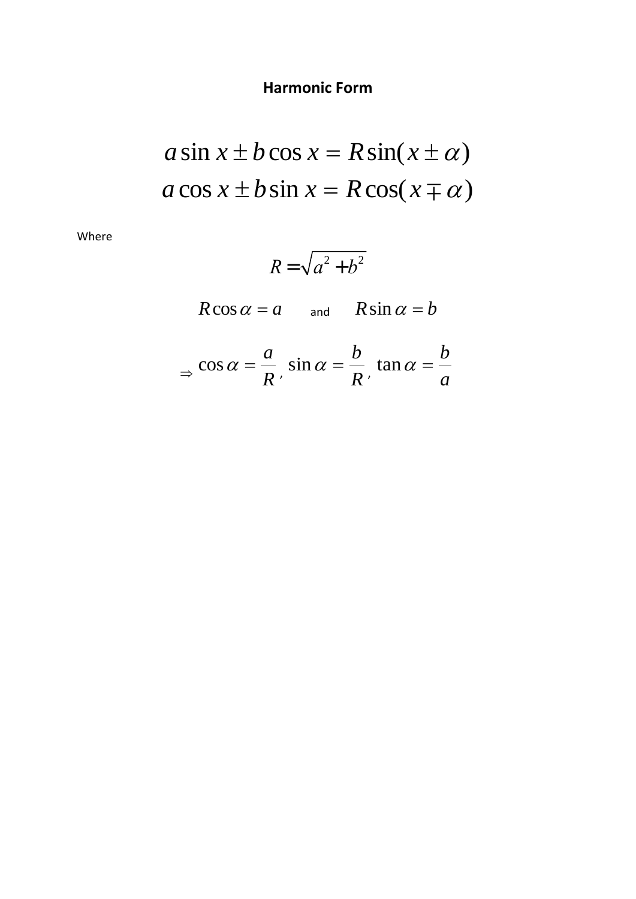# Harmonic Form

$$a\sin x \pm b\cos x = R\sin(x \pm \alpha)$$
$$a\cos x \pm b\sin x = R\cos(x \mp \alpha)$$

Where

$$R = \sqrt{a^2 + b^2}$$

$R\cos\alpha = a$ and $R\sin\alpha = b$

$$\Rightarrow \cos\alpha = \frac{a}{R},\ \sin\alpha = \frac{b}{R},\ \tan\alpha = \frac{b}{a}$$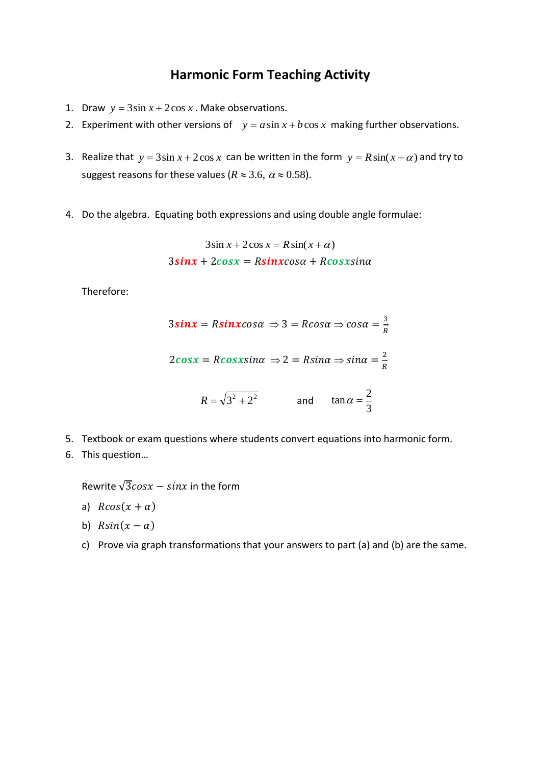# Harmonic Form Teaching Activity

1. Draw $y = 3\sin x + 2\cos x$. Make observations.
2. Experiment with other versions of $y = a\sin x + b\cos x$ making further observations.

3. Realize that $y = 3\sin x + 2\cos x$ can be written in the form $y = R\sin(x+\alpha)$ and try to suggest reasons for these values ($R \approx 3.6,\ \alpha \approx 0.58$).

4. Do the algebra. Equating both expressions and using double angle formulae:

$$3\sin x + 2\cos x = R\sin(x+\alpha)$$

$$3\sin x + 2\cos x = R\sin x\cos\alpha + R\cos x\sin\alpha$$

Therefore:

$$3\sin x = R\sin x\cos\alpha \Rightarrow 3 = R\cos\alpha \Rightarrow \cos\alpha = \frac{3}{R}$$

$$2\cos x = R\cos x\sin\alpha \Rightarrow 2 = R\sin\alpha \Rightarrow \sin\alpha = \frac{2}{R}$$

$$R = \sqrt{3^2 + 2^2} \qquad \text{and} \qquad \tan\alpha = \frac{2}{3}$$

5. Textbook or exam questions where students convert equations into harmonic form.
6. This question…

Rewrite $\sqrt{3}\cos x - \sin x$ in the form

a) $R\cos(x+\alpha)$

b) $R\sin(x-\alpha)$

c) Prove via graph transformations that your answers to part (a) and (b) are the same.